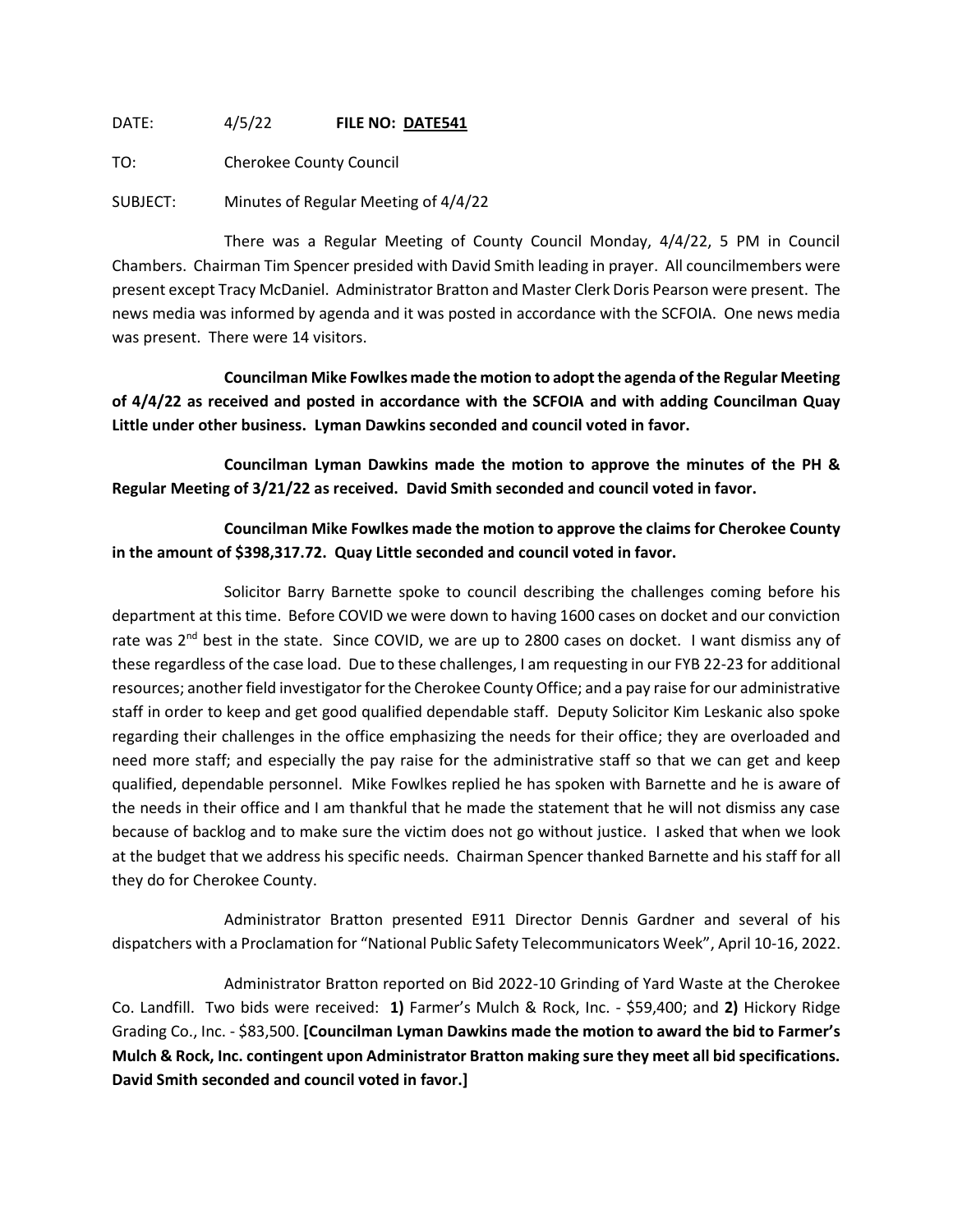DATE: 4/5/22 **FILE NO: DATE541**

TO: Cherokee County Council

SUBJECT: Minutes of Regular Meeting of 4/4/22

There was a Regular Meeting of County Council Monday, 4/4/22, 5 PM in Council Chambers. Chairman Tim Spencer presided with David Smith leading in prayer. All councilmembers were present except Tracy McDaniel. Administrator Bratton and Master Clerk Doris Pearson were present. The news media was informed by agenda and it was posted in accordance with the SCFOIA. One news media was present. There were 14 visitors.

**Councilman Mike Fowlkes made the motion to adopt the agenda of the Regular Meeting of 4/4/22 as received and posted in accordance with the SCFOIA and with adding Councilman Quay Little under other business. Lyman Dawkins seconded and council voted in favor.**

**Councilman Lyman Dawkins made the motion to approve the minutes of the PH & Regular Meeting of 3/21/22 as received. David Smith seconded and council voted in favor.**

**Councilman Mike Fowlkes made the motion to approve the claims for Cherokee County in the amount of $398,317.72. Quay Little seconded and council voted in favor.**

Solicitor Barry Barnette spoke to council describing the challenges coming before his department at this time. Before COVID we were down to having 1600 cases on docket and our conviction rate was 2nd best in the state. Since COVID, we are up to 2800 cases on docket. I want dismiss any of these regardless of the case load. Due to these challenges, I am requesting in our FYB 22-23 for additional resources; another field investigator for the Cherokee County Office; and a pay raise for our administrative staff in order to keep and get good qualified dependable staff. Deputy Solicitor Kim Leskanic also spoke regarding their challenges in the office emphasizing the needs for their office; they are overloaded and need more staff; and especially the pay raise for the administrative staff so that we can get and keep qualified, dependable personnel. Mike Fowlkes replied he has spoken with Barnette and he is aware of the needs in their office and I am thankful that he made the statement that he will not dismiss any case because of backlog and to make sure the victim does not go without justice. I asked that when we look at the budget that we address his specific needs. Chairman Spencer thanked Barnette and his staff for all they do for Cherokee County.

Administrator Bratton presented E911 Director Dennis Gardner and several of his dispatchers with a Proclamation for "National Public Safety Telecommunicators Week", April 10-16, 2022.

Administrator Bratton reported on Bid 2022-10 Grinding of Yard Waste at the Cherokee Co. Landfill. Two bids were received: **1)** Farmer's Mulch & Rock, Inc. - $59,400; and **2)** Hickory Ridge Grading Co., Inc. - $83,500. **[Councilman Lyman Dawkins made the motion to award the bid to Farmer's Mulch & Rock, Inc. contingent upon Administrator Bratton making sure they meet all bid specifications. David Smith seconded and council voted in favor.]**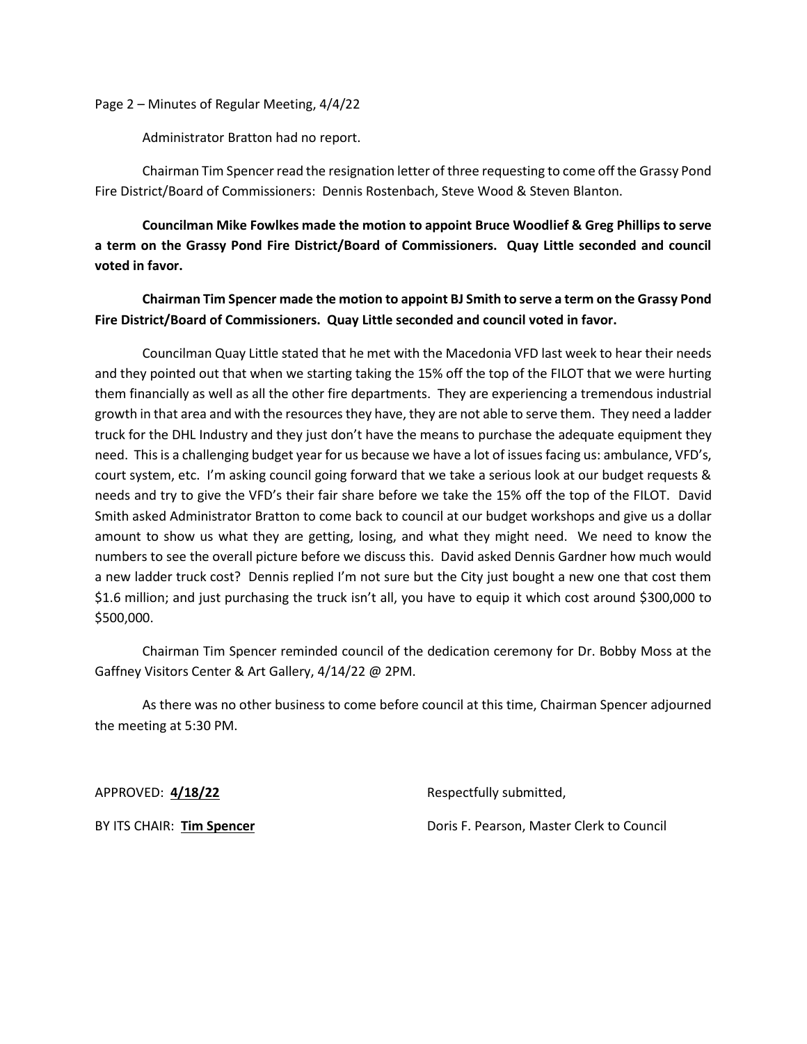Page 2 – Minutes of Regular Meeting, 4/4/22

Administrator Bratton had no report.

Chairman Tim Spencer read the resignation letter of three requesting to come off the Grassy Pond Fire District/Board of Commissioners: Dennis Rostenbach, Steve Wood & Steven Blanton.

**Councilman Mike Fowlkes made the motion to appoint Bruce Woodlief & Greg Phillips to serve a term on the Grassy Pond Fire District/Board of Commissioners. Quay Little seconded and council voted in favor.**

**Chairman Tim Spencer made the motion to appoint BJ Smith to serve a term on the Grassy Pond Fire District/Board of Commissioners. Quay Little seconded and council voted in favor.**

Councilman Quay Little stated that he met with the Macedonia VFD last week to hear their needs and they pointed out that when we starting taking the 15% off the top of the FILOT that we were hurting them financially as well as all the other fire departments. They are experiencing a tremendous industrial growth in that area and with the resources they have, they are not able to serve them. They need a ladder truck for the DHL Industry and they just don't have the means to purchase the adequate equipment they need. This is a challenging budget year for us because we have a lot of issues facing us: ambulance, VFD's, court system, etc. I'm asking council going forward that we take a serious look at our budget requests & needs and try to give the VFD's their fair share before we take the 15% off the top of the FILOT. David Smith asked Administrator Bratton to come back to council at our budget workshops and give us a dollar amount to show us what they are getting, losing, and what they might need. We need to know the numbers to see the overall picture before we discuss this. David asked Dennis Gardner how much would a new ladder truck cost? Dennis replied I'm not sure but the City just bought a new one that cost them $1.6 million; and just purchasing the truck isn't all, you have to equip it which cost around $300,000 to $500,000.

Chairman Tim Spencer reminded council of the dedication ceremony for Dr. Bobby Moss at the Gaffney Visitors Center & Art Gallery, 4/14/22 @ 2PM.

As there was no other business to come before council at this time, Chairman Spencer adjourned the meeting at 5:30 PM.

APPROVED: **4/18/22**

BY ITS CHAIR: **Tim Spencer**

Respectfully submitted,

Doris F. Pearson, Master Clerk to Council